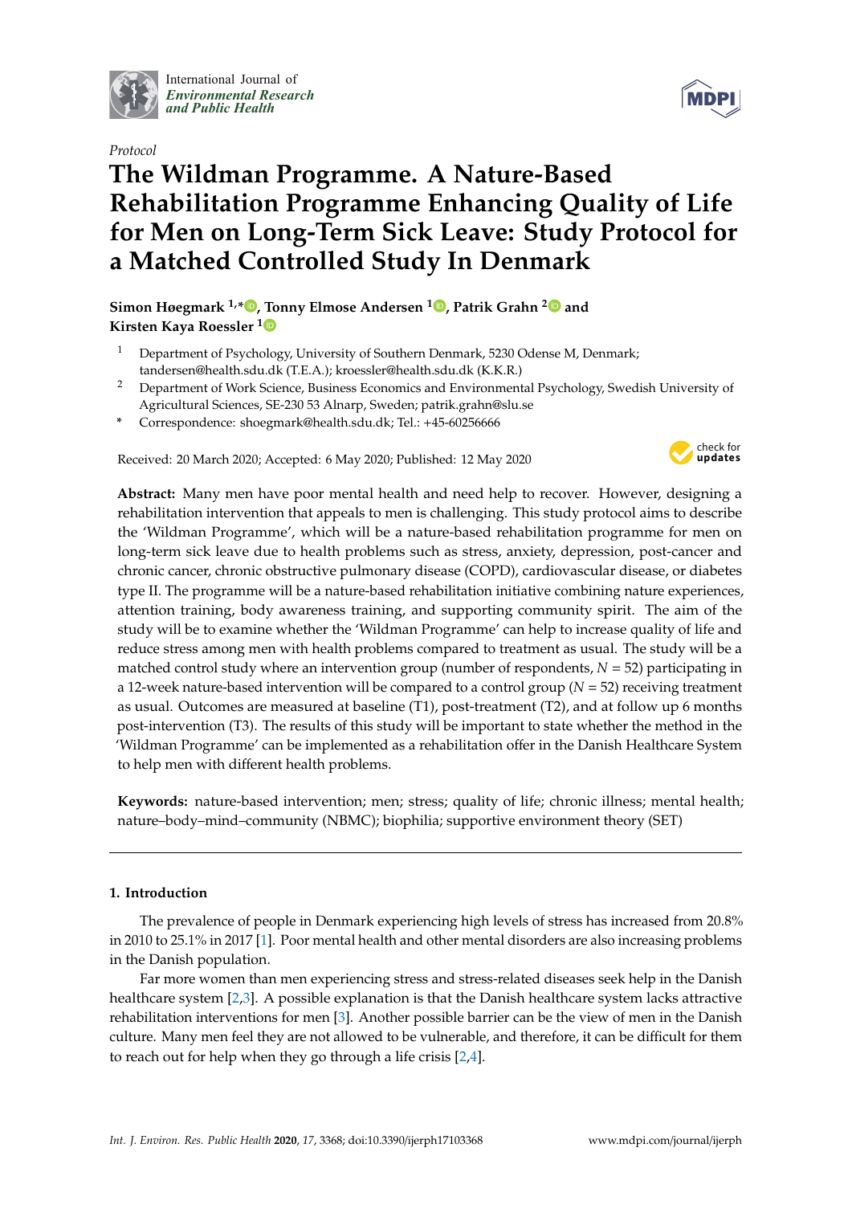International Journal of *Environmental Research and Public Health*

*Protocol*

# The Wildman Programme. A Nature-Based Rehabilitation Programme Enhancing Quality of Life for Men on Long-Term Sick Leave: Study Protocol for a Matched Controlled Study In Denmark

**Simon Høegmark [1,*], Tonny Elmose Andersen [1], Patrik Grahn [2] and Kirsten Kaya Roessler [1]**

[1] Department of Psychology, University of Southern Denmark, 5230 Odense M, Denmark; tandersen@health.sdu.dk (T.E.A.); kroessler@health.sdu.dk (K.K.R.)

[2] Department of Work Science, Business Economics and Environmental Psychology, Swedish University of Agricultural Sciences, SE-230 53 Alnarp, Sweden; patrik.grahn@slu.se

* Correspondence: shoegmark@health.sdu.dk; Tel.: +45-60256666

Received: 20 March 2020; Accepted: 6 May 2020; Published: 12 May 2020

**Abstract:** Many men have poor mental health and need help to recover. However, designing a rehabilitation intervention that appeals to men is challenging. This study protocol aims to describe the 'Wildman Programme', which will be a nature-based rehabilitation programme for men on long-term sick leave due to health problems such as stress, anxiety, depression, post-cancer and chronic cancer, chronic obstructive pulmonary disease (COPD), cardiovascular disease, or diabetes type II. The programme will be a nature-based rehabilitation initiative combining nature experiences, attention training, body awareness training, and supporting community spirit. The aim of the study will be to examine whether the 'Wildman Programme' can help to increase quality of life and reduce stress among men with health problems compared to treatment as usual. The study will be a matched control study where an intervention group (number of respondents, $N = 52$) participating in a 12-week nature-based intervention will be compared to a control group ($N = 52$) receiving treatment as usual. Outcomes are measured at baseline (T1), post-treatment (T2), and at follow up 6 months post-intervention (T3). The results of this study will be important to state whether the method in the 'Wildman Programme' can be implemented as a rehabilitation offer in the Danish Healthcare System to help men with different health problems.

**Keywords:** nature-based intervention; men; stress; quality of life; chronic illness; mental health; nature–body–mind–community (NBMC); biophilia; supportive environment theory (SET)

## 1. Introduction

The prevalence of people in Denmark experiencing high levels of stress has increased from 20.8% in 2010 to 25.1% in 2017 [1]. Poor mental health and other mental disorders are also increasing problems in the Danish population.

Far more women than men experiencing stress and stress-related diseases seek help in the Danish healthcare system [2,3]. A possible explanation is that the Danish healthcare system lacks attractive rehabilitation interventions for men [3]. Another possible barrier can be the view of men in the Danish culture. Many men feel they are not allowed to be vulnerable, and therefore, it can be difficult for them to reach out for help when they go through a life crisis [2,4].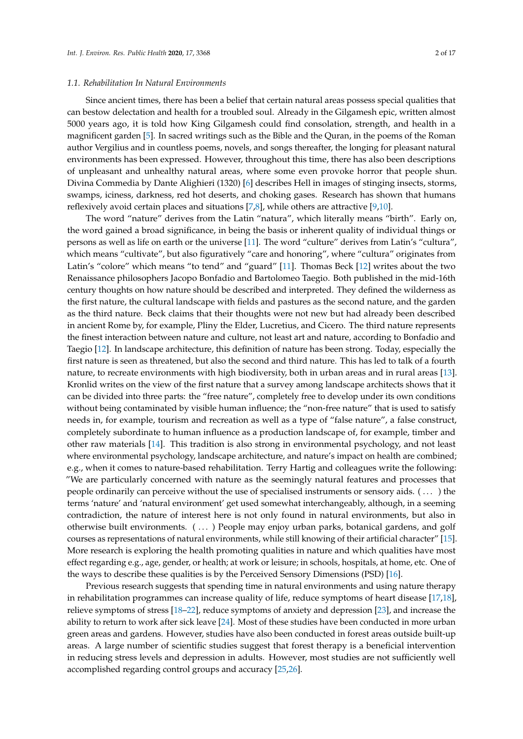### 1.1. Rehabilitation In Natural Environments

Since ancient times, there has been a belief that certain natural areas possess special qualities that can bestow delectation and health for a troubled soul. Already in the Gilgamesh epic, written almost 5000 years ago, it is told how King Gilgamesh could find consolation, strength, and health in a magnificent garden [5]. In sacred writings such as the Bible and the Quran, in the poems of the Roman author Vergilius and in countless poems, novels, and songs thereafter, the longing for pleasant natural environments has been expressed. However, throughout this time, there has also been descriptions of unpleasant and unhealthy natural areas, where some even provoke horror that people shun. Divina Commedia by Dante Alighieri (1320) [6] describes Hell in images of stinging insects, storms, swamps, iciness, darkness, red hot deserts, and choking gases. Research has shown that humans reflexively avoid certain places and situations [7,8], while others are attractive [9,10].

The word "nature" derives from the Latin "natura", which literally means "birth". Early on, the word gained a broad significance, in being the basis or inherent quality of individual things or persons as well as life on earth or the universe [11]. The word "culture" derives from Latin's "cultura", which means "cultivate", but also figuratively "care and honoring", where "cultura" originates from Latin's "colore" which means "to tend" and "guard" [11]. Thomas Beck [12] writes about the two Renaissance philosophers Jacopo Bonfadio and Bartolomeo Taegio. Both published in the mid-16th century thoughts on how nature should be described and interpreted. They defined the wilderness as the first nature, the cultural landscape with fields and pastures as the second nature, and the garden as the third nature. Beck claims that their thoughts were not new but had already been described in ancient Rome by, for example, Pliny the Elder, Lucretius, and Cicero. The third nature represents the finest interaction between nature and culture, not least art and nature, according to Bonfadio and Taegio [12]. In landscape architecture, this definition of nature has been strong. Today, especially the first nature is seen as threatened, but also the second and third nature. This has led to talk of a fourth nature, to recreate environments with high biodiversity, both in urban areas and in rural areas [13]. Kronlid writes on the view of the first nature that a survey among landscape architects shows that it can be divided into three parts: the "free nature", completely free to develop under its own conditions without being contaminated by visible human influence; the "non-free nature" that is used to satisfy needs in, for example, tourism and recreation as well as a type of "false nature", a false construct, completely subordinate to human influence as a production landscape of, for example, timber and other raw materials [14]. This tradition is also strong in environmental psychology, and not least where environmental psychology, landscape architecture, and nature's impact on health are combined; e.g., when it comes to nature-based rehabilitation. Terry Hartig and colleagues write the following: "We are particularly concerned with nature as the seemingly natural features and processes that people ordinarily can perceive without the use of specialised instruments or sensory aids. ( ... ) the terms 'nature' and 'natural environment' get used somewhat interchangeably, although, in a seeming contradiction, the nature of interest here is not only found in natural environments, but also in otherwise built environments. ( ... ) People may enjoy urban parks, botanical gardens, and golf courses as representations of natural environments, while still knowing of their artificial character" [15]. More research is exploring the health promoting qualities in nature and which qualities have most effect regarding e.g., age, gender, or health; at work or leisure; in schools, hospitals, at home, etc. One of the ways to describe these qualities is by the Perceived Sensory Dimensions (PSD) [16].

Previous research suggests that spending time in natural environments and using nature therapy in rehabilitation programmes can increase quality of life, reduce symptoms of heart disease [17,18], relieve symptoms of stress [18–22], reduce symptoms of anxiety and depression [23], and increase the ability to return to work after sick leave [24]. Most of these studies have been conducted in more urban green areas and gardens. However, studies have also been conducted in forest areas outside built-up areas. A large number of scientific studies suggest that forest therapy is a beneficial intervention in reducing stress levels and depression in adults. However, most studies are not sufficiently well accomplished regarding control groups and accuracy [25,26].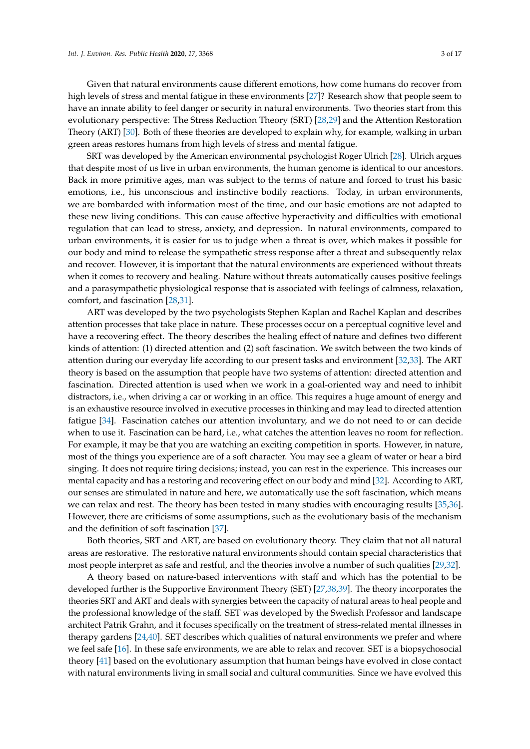Given that natural environments cause different emotions, how come humans do recover from high levels of stress and mental fatigue in these environments [27]? Research show that people seem to have an innate ability to feel danger or security in natural environments. Two theories start from this evolutionary perspective: The Stress Reduction Theory (SRT) [28,29] and the Attention Restoration Theory (ART) [30]. Both of these theories are developed to explain why, for example, walking in urban green areas restores humans from high levels of stress and mental fatigue.

SRT was developed by the American environmental psychologist Roger Ulrich [28]. Ulrich argues that despite most of us live in urban environments, the human genome is identical to our ancestors. Back in more primitive ages, man was subject to the terms of nature and forced to trust his basic emotions, i.e., his unconscious and instinctive bodily reactions. Today, in urban environments, we are bombarded with information most of the time, and our basic emotions are not adapted to these new living conditions. This can cause affective hyperactivity and difficulties with emotional regulation that can lead to stress, anxiety, and depression. In natural environments, compared to urban environments, it is easier for us to judge when a threat is over, which makes it possible for our body and mind to release the sympathetic stress response after a threat and subsequently relax and recover. However, it is important that the natural environments are experienced without threats when it comes to recovery and healing. Nature without threats automatically causes positive feelings and a parasympathetic physiological response that is associated with feelings of calmness, relaxation, comfort, and fascination [28,31].

ART was developed by the two psychologists Stephen Kaplan and Rachel Kaplan and describes attention processes that take place in nature. These processes occur on a perceptual cognitive level and have a recovering effect. The theory describes the healing effect of nature and defines two different kinds of attention: (1) directed attention and (2) soft fascination. We switch between the two kinds of attention during our everyday life according to our present tasks and environment [32,33]. The ART theory is based on the assumption that people have two systems of attention: directed attention and fascination. Directed attention is used when we work in a goal-oriented way and need to inhibit distractors, i.e., when driving a car or working in an office. This requires a huge amount of energy and is an exhaustive resource involved in executive processes in thinking and may lead to directed attention fatigue [34]. Fascination catches our attention involuntary, and we do not need to or can decide when to use it. Fascination can be hard, i.e., what catches the attention leaves no room for reflection. For example, it may be that you are watching an exciting competition in sports. However, in nature, most of the things you experience are of a soft character. You may see a gleam of water or hear a bird singing. It does not require tiring decisions; instead, you can rest in the experience. This increases our mental capacity and has a restoring and recovering effect on our body and mind [32]. According to ART, our senses are stimulated in nature and here, we automatically use the soft fascination, which means we can relax and rest. The theory has been tested in many studies with encouraging results [35,36]. However, there are criticisms of some assumptions, such as the evolutionary basis of the mechanism and the definition of soft fascination [37].

Both theories, SRT and ART, are based on evolutionary theory. They claim that not all natural areas are restorative. The restorative natural environments should contain special characteristics that most people interpret as safe and restful, and the theories involve a number of such qualities [29,32].

A theory based on nature-based interventions with staff and which has the potential to be developed further is the Supportive Environment Theory (SET) [27,38,39]. The theory incorporates the theories SRT and ART and deals with synergies between the capacity of natural areas to heal people and the professional knowledge of the staff. SET was developed by the Swedish Professor and landscape architect Patrik Grahn, and it focuses specifically on the treatment of stress-related mental illnesses in therapy gardens [24,40]. SET describes which qualities of natural environments we prefer and where we feel safe [16]. In these safe environments, we are able to relax and recover. SET is a biopsychosocial theory [41] based on the evolutionary assumption that human beings have evolved in close contact with natural environments living in small social and cultural communities. Since we have evolved this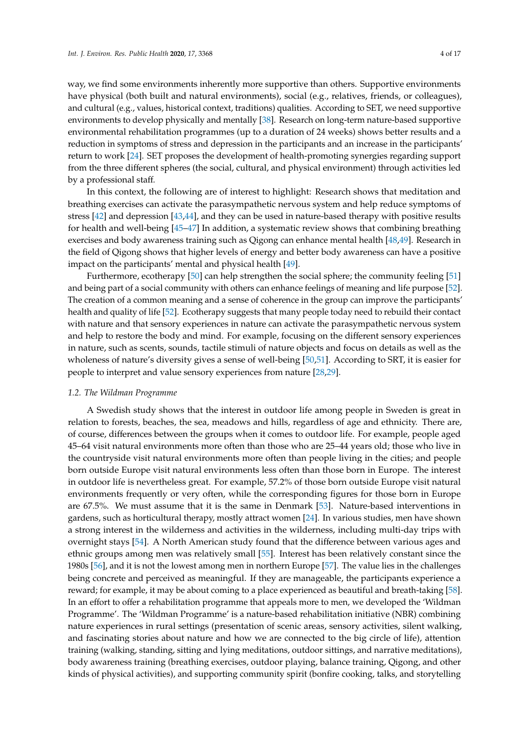way, we find some environments inherently more supportive than others. Supportive environments have physical (both built and natural environments), social (e.g., relatives, friends, or colleagues), and cultural (e.g., values, historical context, traditions) qualities. According to SET, we need supportive environments to develop physically and mentally [38]. Research on long-term nature-based supportive environmental rehabilitation programmes (up to a duration of 24 weeks) shows better results and a reduction in symptoms of stress and depression in the participants and an increase in the participants' return to work [24]. SET proposes the development of health-promoting synergies regarding support from the three different spheres (the social, cultural, and physical environment) through activities led by a professional staff.

In this context, the following are of interest to highlight: Research shows that meditation and breathing exercises can activate the parasympathetic nervous system and help reduce symptoms of stress [42] and depression [43,44], and they can be used in nature-based therapy with positive results for health and well-being [45–47] In addition, a systematic review shows that combining breathing exercises and body awareness training such as Qigong can enhance mental health [48,49]. Research in the field of Qigong shows that higher levels of energy and better body awareness can have a positive impact on the participants' mental and physical health [49].

Furthermore, ecotherapy [50] can help strengthen the social sphere; the community feeling [51] and being part of a social community with others can enhance feelings of meaning and life purpose [52]. The creation of a common meaning and a sense of coherence in the group can improve the participants' health and quality of life [52]. Ecotherapy suggests that many people today need to rebuild their contact with nature and that sensory experiences in nature can activate the parasympathetic nervous system and help to restore the body and mind. For example, focusing on the different sensory experiences in nature, such as scents, sounds, tactile stimuli of nature objects and focus on details as well as the wholeness of nature's diversity gives a sense of well-being [50,51]. According to SRT, it is easier for people to interpret and value sensory experiences from nature [28,29].

### *1.2. The Wildman Programme*

A Swedish study shows that the interest in outdoor life among people in Sweden is great in relation to forests, beaches, the sea, meadows and hills, regardless of age and ethnicity. There are, of course, differences between the groups when it comes to outdoor life. For example, people aged 45–64 visit natural environments more often than those who are 25–44 years old; those who live in the countryside visit natural environments more often than people living in the cities; and people born outside Europe visit natural environments less often than those born in Europe. The interest in outdoor life is nevertheless great. For example, 57.2% of those born outside Europe visit natural environments frequently or very often, while the corresponding figures for those born in Europe are 67.5%. We must assume that it is the same in Denmark [53]. Nature-based interventions in gardens, such as horticultural therapy, mostly attract women [24]. In various studies, men have shown a strong interest in the wilderness and activities in the wilderness, including multi-day trips with overnight stays [54]. A North American study found that the difference between various ages and ethnic groups among men was relatively small [55]. Interest has been relatively constant since the 1980s [56], and it is not the lowest among men in northern Europe [57]. The value lies in the challenges being concrete and perceived as meaningful. If they are manageable, the participants experience a reward; for example, it may be about coming to a place experienced as beautiful and breath-taking [58]. In an effort to offer a rehabilitation programme that appeals more to men, we developed the 'Wildman Programme'. The 'Wildman Programme' is a nature-based rehabilitation initiative (NBR) combining nature experiences in rural settings (presentation of scenic areas, sensory activities, silent walking, and fascinating stories about nature and how we are connected to the big circle of life), attention training (walking, standing, sitting and lying meditations, outdoor sittings, and narrative meditations), body awareness training (breathing exercises, outdoor playing, balance training, Qigong, and other kinds of physical activities), and supporting community spirit (bonfire cooking, talks, and storytelling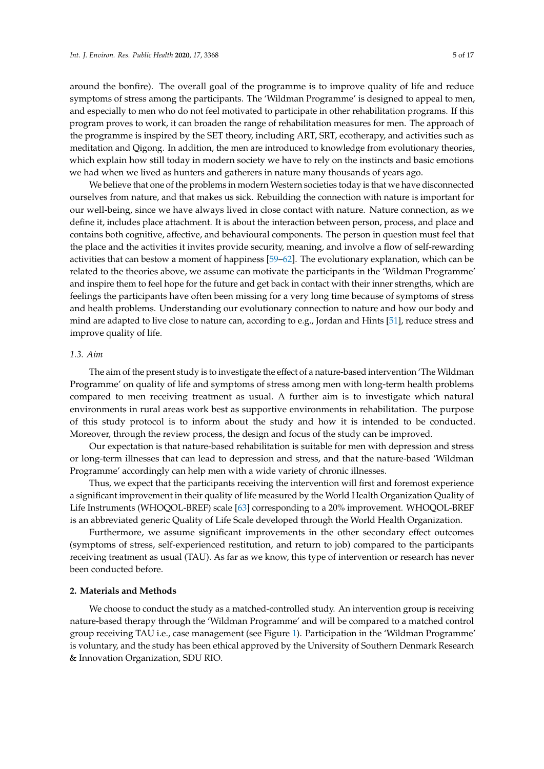around the bonfire). The overall goal of the programme is to improve quality of life and reduce symptoms of stress among the participants. The 'Wildman Programme' is designed to appeal to men, and especially to men who do not feel motivated to participate in other rehabilitation programs. If this program proves to work, it can broaden the range of rehabilitation measures for men. The approach of the programme is inspired by the SET theory, including ART, SRT, ecotherapy, and activities such as meditation and Qigong. In addition, the men are introduced to knowledge from evolutionary theories, which explain how still today in modern society we have to rely on the instincts and basic emotions we had when we lived as hunters and gatherers in nature many thousands of years ago.

We believe that one of the problems in modern Western societies today is that we have disconnected ourselves from nature, and that makes us sick. Rebuilding the connection with nature is important for our well-being, since we have always lived in close contact with nature. Nature connection, as we define it, includes place attachment. It is about the interaction between person, process, and place and contains both cognitive, affective, and behavioural components. The person in question must feel that the place and the activities it invites provide security, meaning, and involve a flow of self-rewarding activities that can bestow a moment of happiness [59–62]. The evolutionary explanation, which can be related to the theories above, we assume can motivate the participants in the 'Wildman Programme' and inspire them to feel hope for the future and get back in contact with their inner strengths, which are feelings the participants have often been missing for a very long time because of symptoms of stress and health problems. Understanding our evolutionary connection to nature and how our body and mind are adapted to live close to nature can, according to e.g., Jordan and Hints [51], reduce stress and improve quality of life.

### *1.3. Aim*

The aim of the present study is to investigate the effect of a nature-based intervention 'The Wildman Programme' on quality of life and symptoms of stress among men with long-term health problems compared to men receiving treatment as usual. A further aim is to investigate which natural environments in rural areas work best as supportive environments in rehabilitation. The purpose of this study protocol is to inform about the study and how it is intended to be conducted. Moreover, through the review process, the design and focus of the study can be improved.

Our expectation is that nature-based rehabilitation is suitable for men with depression and stress or long-term illnesses that can lead to depression and stress, and that the nature-based 'Wildman Programme' accordingly can help men with a wide variety of chronic illnesses.

Thus, we expect that the participants receiving the intervention will first and foremost experience a significant improvement in their quality of life measured by the World Health Organization Quality of Life Instruments (WHOQOL-BREF) scale [63] corresponding to a 20% improvement. WHOQOL-BREF is an abbreviated generic Quality of Life Scale developed through the World Health Organization.

Furthermore, we assume significant improvements in the other secondary effect outcomes (symptoms of stress, self-experienced restitution, and return to job) compared to the participants receiving treatment as usual (TAU). As far as we know, this type of intervention or research has never been conducted before.

## **2. Materials and Methods**

We choose to conduct the study as a matched-controlled study. An intervention group is receiving nature-based therapy through the 'Wildman Programme' and will be compared to a matched control group receiving TAU i.e., case management (see Figure 1). Participation in the 'Wildman Programme' is voluntary, and the study has been ethical approved by the University of Southern Denmark Research & Innovation Organization, SDU RIO.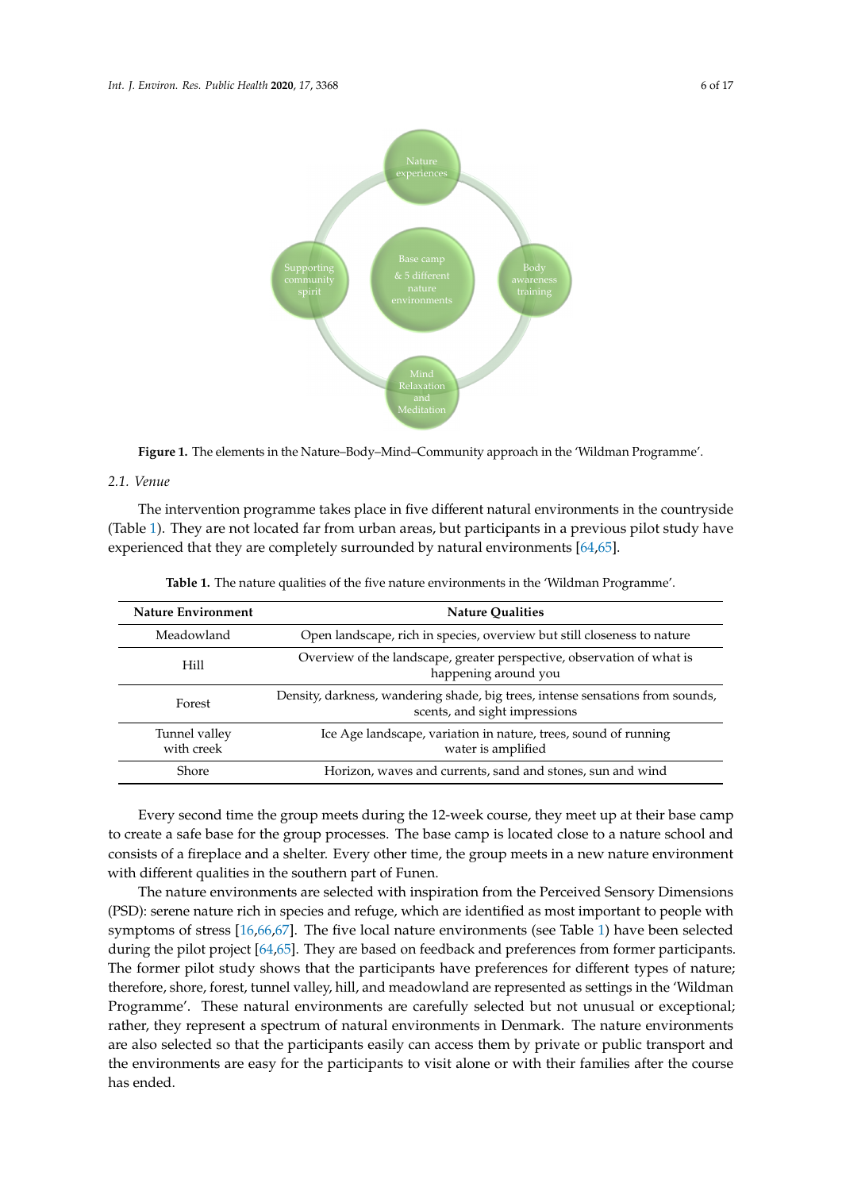**Figure 1.** The elements in the Nature–Body–Mind–Community approach in the 'Wildman Programme'.

### 2.1. Venue

The intervention programme takes place in five different natural environments in the countryside (Table 1). They are not located far from urban areas, but participants in a previous pilot study have experienced that they are completely surrounded by natural environments [64,65].

**Table 1.** The nature qualities of the five nature environments in the 'Wildman Programme'.

| Nature Environment | Nature Qualities |
| --- | --- |
| Meadowland | Open landscape, rich in species, overview but still closeness to nature |
| Hill | Overview of the landscape, greater perspective, observation of what is happening around you |
| Forest | Density, darkness, wandering shade, big trees, intense sensations from sounds, scents, and sight impressions |
| Tunnel valley with creek | Ice Age landscape, variation in nature, trees, sound of running water is amplified |
| Shore | Horizon, waves and currents, sand and stones, sun and wind |

Every second time the group meets during the 12-week course, they meet up at their base camp to create a safe base for the group processes. The base camp is located close to a nature school and consists of a fireplace and a shelter. Every other time, the group meets in a new nature environment with different qualities in the southern part of Funen.

The nature environments are selected with inspiration from the Perceived Sensory Dimensions (PSD): serene nature rich in species and refuge, which are identified as most important to people with symptoms of stress [16,66,67]. The five local nature environments (see Table 1) have been selected during the pilot project [64,65]. They are based on feedback and preferences from former participants. The former pilot study shows that the participants have preferences for different types of nature; therefore, shore, forest, tunnel valley, hill, and meadowland are represented as settings in the 'Wildman Programme'. These natural environments are carefully selected but not unusual or exceptional; rather, they represent a spectrum of natural environments in Denmark. The nature environments are also selected so that the participants easily can access them by private or public transport and the environments are easy for the participants to visit alone or with their families after the course has ended.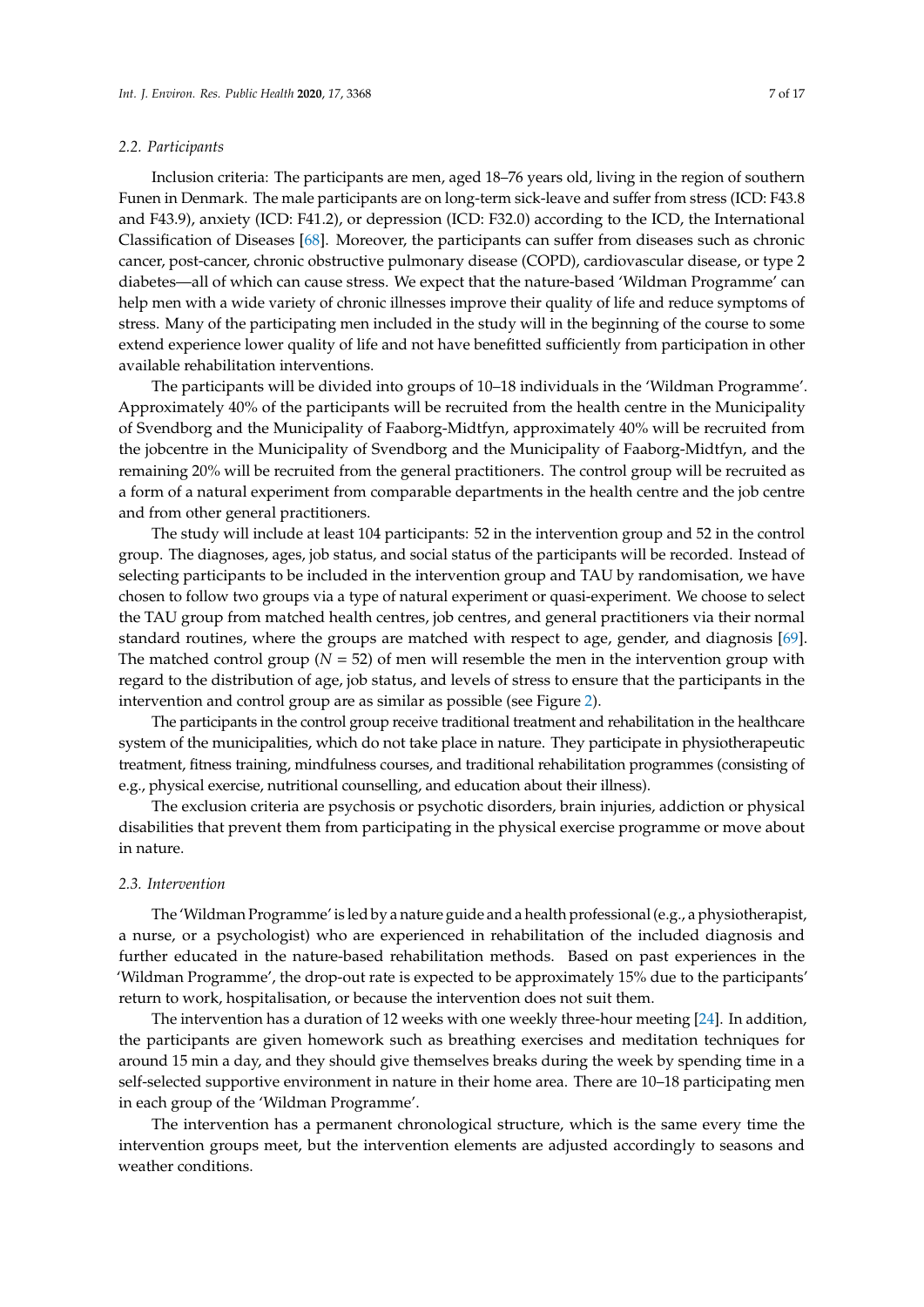### 2.2. Participants

Inclusion criteria: The participants are men, aged 18–76 years old, living in the region of southern Funen in Denmark. The male participants are on long-term sick-leave and suffer from stress (ICD: F43.8 and F43.9), anxiety (ICD: F41.2), or depression (ICD: F32.0) according to the ICD, the International Classification of Diseases [68]. Moreover, the participants can suffer from diseases such as chronic cancer, post-cancer, chronic obstructive pulmonary disease (COPD), cardiovascular disease, or type 2 diabetes—all of which can cause stress. We expect that the nature-based 'Wildman Programme' can help men with a wide variety of chronic illnesses improve their quality of life and reduce symptoms of stress. Many of the participating men included in the study will in the beginning of the course to some extend experience lower quality of life and not have benefitted sufficiently from participation in other available rehabilitation interventions.

The participants will be divided into groups of 10–18 individuals in the 'Wildman Programme'. Approximately 40% of the participants will be recruited from the health centre in the Municipality of Svendborg and the Municipality of Faaborg-Midtfyn, approximately 40% will be recruited from the jobcentre in the Municipality of Svendborg and the Municipality of Faaborg-Midtfyn, and the remaining 20% will be recruited from the general practitioners. The control group will be recruited as a form of a natural experiment from comparable departments in the health centre and the job centre and from other general practitioners.

The study will include at least 104 participants: 52 in the intervention group and 52 in the control group. The diagnoses, ages, job status, and social status of the participants will be recorded. Instead of selecting participants to be included in the intervention group and TAU by randomisation, we have chosen to follow two groups via a type of natural experiment or quasi-experiment. We choose to select the TAU group from matched health centres, job centres, and general practitioners via their normal standard routines, where the groups are matched with respect to age, gender, and diagnosis [69]. The matched control group ($N = 52$) of men will resemble the men in the intervention group with regard to the distribution of age, job status, and levels of stress to ensure that the participants in the intervention and control group are as similar as possible (see Figure 2).

The participants in the control group receive traditional treatment and rehabilitation in the healthcare system of the municipalities, which do not take place in nature. They participate in physiotherapeutic treatment, fitness training, mindfulness courses, and traditional rehabilitation programmes (consisting of e.g., physical exercise, nutritional counselling, and education about their illness).

The exclusion criteria are psychosis or psychotic disorders, brain injuries, addiction or physical disabilities that prevent them from participating in the physical exercise programme or move about in nature.

### 2.3. Intervention

The 'Wildman Programme' is led by a nature guide and a health professional (e.g., a physiotherapist, a nurse, or a psychologist) who are experienced in rehabilitation of the included diagnosis and further educated in the nature-based rehabilitation methods. Based on past experiences in the 'Wildman Programme', the drop-out rate is expected to be approximately 15% due to the participants' return to work, hospitalisation, or because the intervention does not suit them.

The intervention has a duration of 12 weeks with one weekly three-hour meeting [24]. In addition, the participants are given homework such as breathing exercises and meditation techniques for around 15 min a day, and they should give themselves breaks during the week by spending time in a self-selected supportive environment in nature in their home area. There are 10–18 participating men in each group of the 'Wildman Programme'.

The intervention has a permanent chronological structure, which is the same every time the intervention groups meet, but the intervention elements are adjusted accordingly to seasons and weather conditions.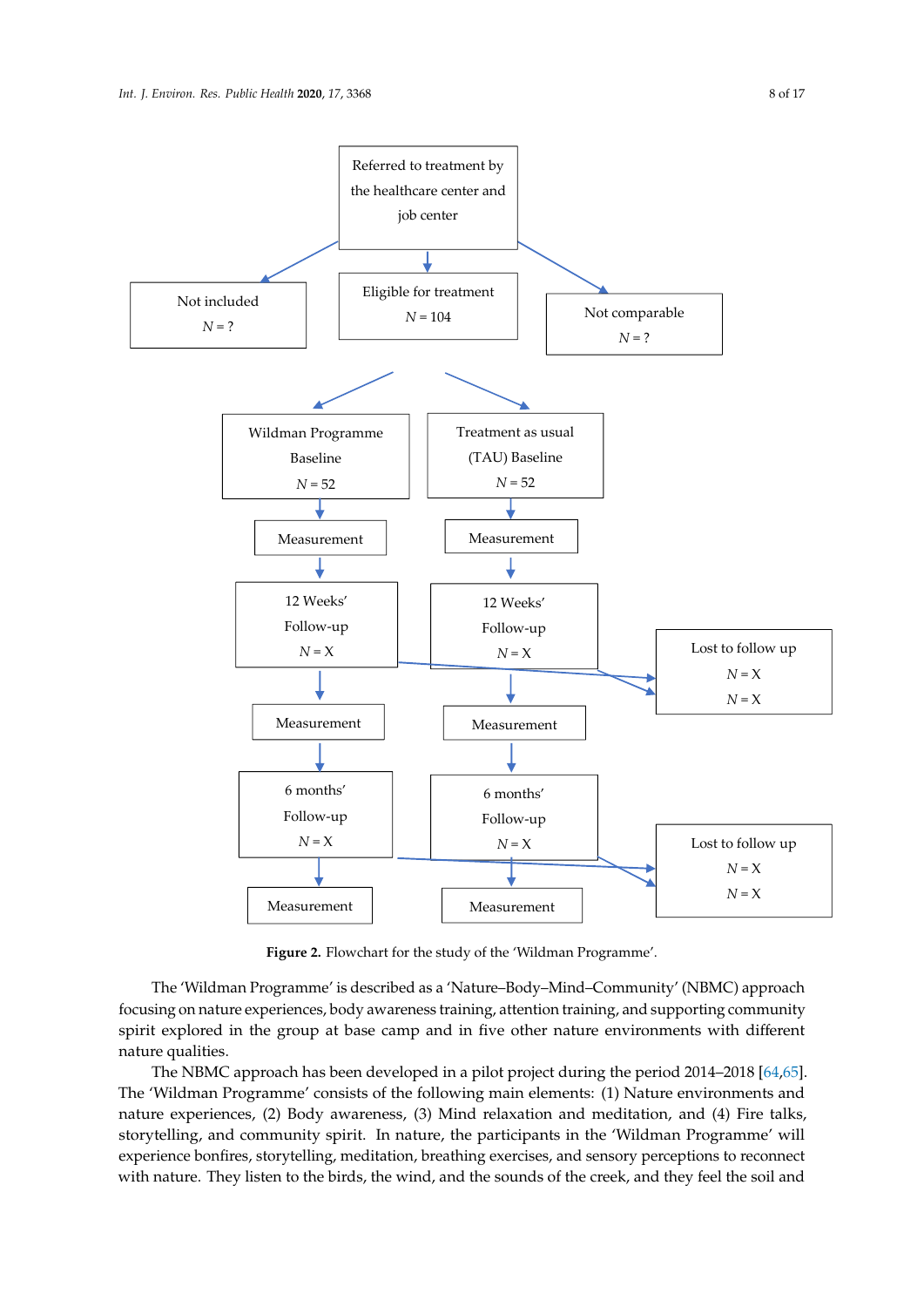Referred to treatment by the healthcare center and job center

Not included
$N$ = ?

Eligible for treatment
$N$ = 104

Not comparable
$N$ = ?

Wildman Programme Baseline
$N$ = 52

Treatment as usual (TAU) Baseline
$N$ = 52

Measurement

Measurement

12 Weeks' Follow-up
$N$ = X

12 Weeks' Follow-up
$N$ = X

Lost to follow up
$N$ = X
$N$ = X

Measurement

Measurement

6 months' Follow-up
$N$ = X

6 months' Follow-up
$N$ = X

Lost to follow up
$N$ = X
$N$ = X

Measurement

Measurement

**Figure 2.** Flowchart for the study of the 'Wildman Programme'.

The 'Wildman Programme' is described as a 'Nature–Body–Mind–Community' (NBMC) approach focusing on nature experiences, body awareness training, attention training, and supporting community spirit explored in the group at base camp and in five other nature environments with different nature qualities.

The NBMC approach has been developed in a pilot project during the period 2014–2018 [64,65]. The 'Wildman Programme' consists of the following main elements: (1) Nature environments and nature experiences, (2) Body awareness, (3) Mind relaxation and meditation, and (4) Fire talks, storytelling, and community spirit. In nature, the participants in the 'Wildman Programme' will experience bonfires, storytelling, meditation, breathing exercises, and sensory perceptions to reconnect with nature. They listen to the birds, the wind, and the sounds of the creek, and they feel the soil and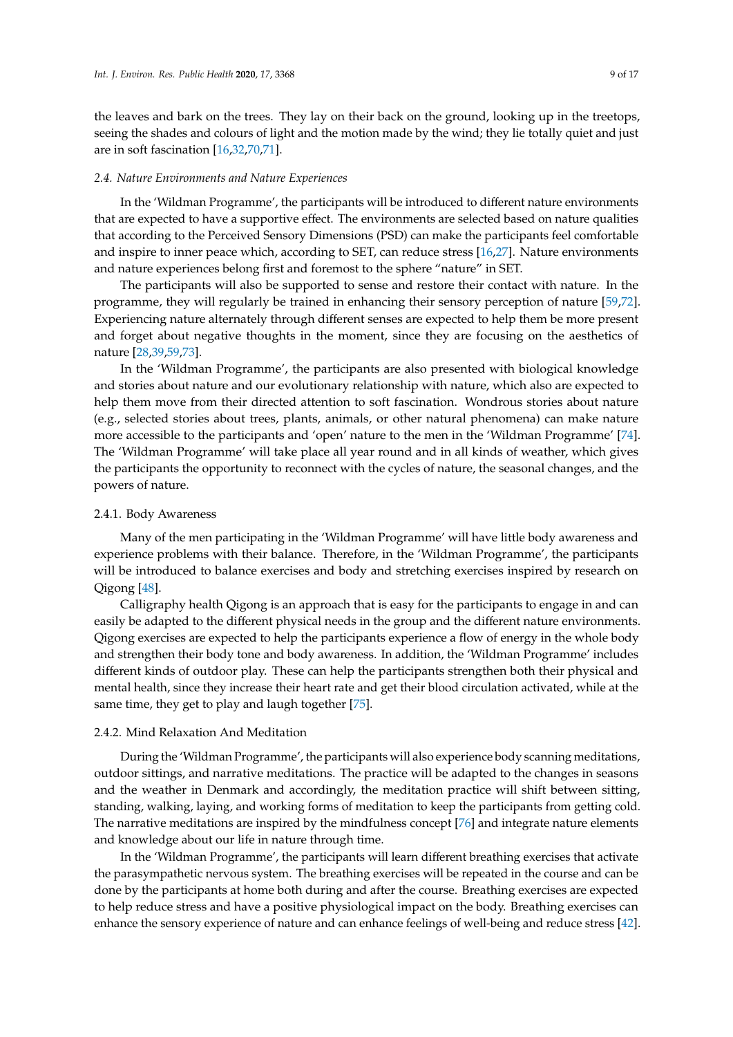the leaves and bark on the trees. They lay on their back on the ground, looking up in the treetops, seeing the shades and colours of light and the motion made by the wind; they lie totally quiet and just are in soft fascination [16,32,70,71].

### *2.4. Nature Environments and Nature Experiences*

In the 'Wildman Programme', the participants will be introduced to different nature environments that are expected to have a supportive effect. The environments are selected based on nature qualities that according to the Perceived Sensory Dimensions (PSD) can make the participants feel comfortable and inspire to inner peace which, according to SET, can reduce stress [16,27]. Nature environments and nature experiences belong first and foremost to the sphere "nature" in SET.

The participants will also be supported to sense and restore their contact with nature. In the programme, they will regularly be trained in enhancing their sensory perception of nature [59,72]. Experiencing nature alternately through different senses are expected to help them be more present and forget about negative thoughts in the moment, since they are focusing on the aesthetics of nature [28,39,59,73].

In the 'Wildman Programme', the participants are also presented with biological knowledge and stories about nature and our evolutionary relationship with nature, which also are expected to help them move from their directed attention to soft fascination. Wondrous stories about nature (e.g., selected stories about trees, plants, animals, or other natural phenomena) can make nature more accessible to the participants and 'open' nature to the men in the 'Wildman Programme' [74]. The 'Wildman Programme' will take place all year round and in all kinds of weather, which gives the participants the opportunity to reconnect with the cycles of nature, the seasonal changes, and the powers of nature.

#### 2.4.1. Body Awareness

Many of the men participating in the 'Wildman Programme' will have little body awareness and experience problems with their balance. Therefore, in the 'Wildman Programme', the participants will be introduced to balance exercises and body and stretching exercises inspired by research on Qigong [48].

Calligraphy health Qigong is an approach that is easy for the participants to engage in and can easily be adapted to the different physical needs in the group and the different nature environments. Qigong exercises are expected to help the participants experience a flow of energy in the whole body and strengthen their body tone and body awareness. In addition, the 'Wildman Programme' includes different kinds of outdoor play. These can help the participants strengthen both their physical and mental health, since they increase their heart rate and get their blood circulation activated, while at the same time, they get to play and laugh together [75].

#### 2.4.2. Mind Relaxation And Meditation

During the 'Wildman Programme', the participants will also experience body scanning meditations, outdoor sittings, and narrative meditations. The practice will be adapted to the changes in seasons and the weather in Denmark and accordingly, the meditation practice will shift between sitting, standing, walking, laying, and working forms of meditation to keep the participants from getting cold. The narrative meditations are inspired by the mindfulness concept [76] and integrate nature elements and knowledge about our life in nature through time.

In the 'Wildman Programme', the participants will learn different breathing exercises that activate the parasympathetic nervous system. The breathing exercises will be repeated in the course and can be done by the participants at home both during and after the course. Breathing exercises are expected to help reduce stress and have a positive physiological impact on the body. Breathing exercises can enhance the sensory experience of nature and can enhance feelings of well-being and reduce stress [42].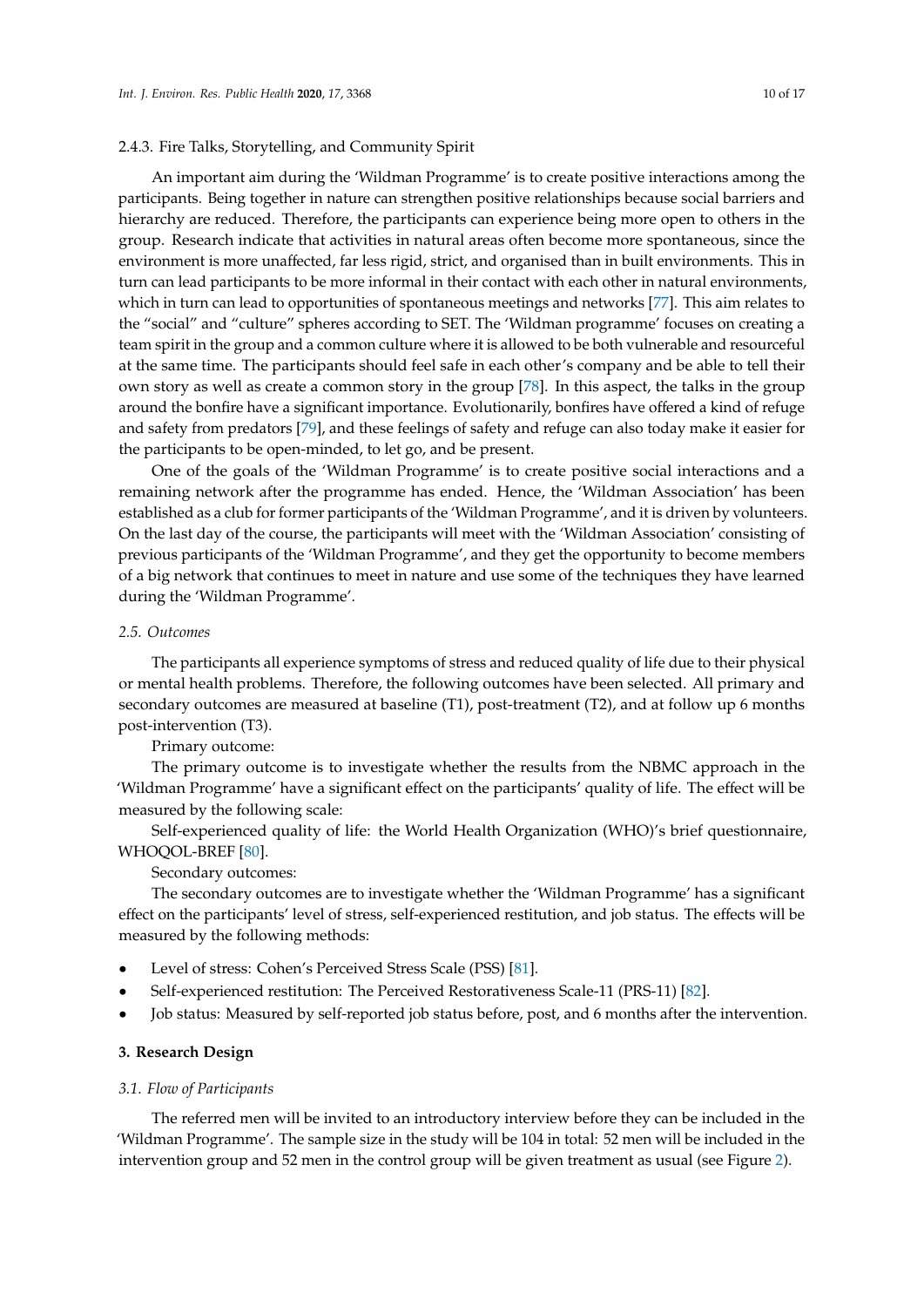#### 2.4.3. Fire Talks, Storytelling, and Community Spirit

An important aim during the 'Wildman Programme' is to create positive interactions among the participants. Being together in nature can strengthen positive relationships because social barriers and hierarchy are reduced. Therefore, the participants can experience being more open to others in the group. Research indicate that activities in natural areas often become more spontaneous, since the environment is more unaffected, far less rigid, strict, and organised than in built environments. This in turn can lead participants to be more informal in their contact with each other in natural environments, which in turn can lead to opportunities of spontaneous meetings and networks [77]. This aim relates to the "social" and "culture" spheres according to SET. The 'Wildman programme' focuses on creating a team spirit in the group and a common culture where it is allowed to be both vulnerable and resourceful at the same time. The participants should feel safe in each other's company and be able to tell their own story as well as create a common story in the group [78]. In this aspect, the talks in the group around the bonfire have a significant importance. Evolutionarily, bonfires have offered a kind of refuge and safety from predators [79], and these feelings of safety and refuge can also today make it easier for the participants to be open-minded, to let go, and be present.

One of the goals of the 'Wildman Programme' is to create positive social interactions and a remaining network after the programme has ended. Hence, the 'Wildman Association' has been established as a club for former participants of the 'Wildman Programme', and it is driven by volunteers. On the last day of the course, the participants will meet with the 'Wildman Association' consisting of previous participants of the 'Wildman Programme', and they get the opportunity to become members of a big network that continues to meet in nature and use some of the techniques they have learned during the 'Wildman Programme'.

### *2.5. Outcomes*

The participants all experience symptoms of stress and reduced quality of life due to their physical or mental health problems. Therefore, the following outcomes have been selected. All primary and secondary outcomes are measured at baseline (T1), post-treatment (T2), and at follow up 6 months post-intervention (T3).

Primary outcome:

The primary outcome is to investigate whether the results from the NBMC approach in the 'Wildman Programme' have a significant effect on the participants' quality of life. The effect will be measured by the following scale:

Self-experienced quality of life: the World Health Organization (WHO)'s brief questionnaire, WHOQOL-BREF [80].

Secondary outcomes:

The secondary outcomes are to investigate whether the 'Wildman Programme' has a significant effect on the participants' level of stress, self-experienced restitution, and job status. The effects will be measured by the following methods:

- Level of stress: Cohen's Perceived Stress Scale (PSS) [81].
- Self-experienced restitution: The Perceived Restorativeness Scale-11 (PRS-11) [82].
- Job status: Measured by self-reported job status before, post, and 6 months after the intervention.

## **3. Research Design**

### *3.1. Flow of Participants*

The referred men will be invited to an introductory interview before they can be included in the 'Wildman Programme'. The sample size in the study will be 104 in total: 52 men will be included in the intervention group and 52 men in the control group will be given treatment as usual (see Figure 2).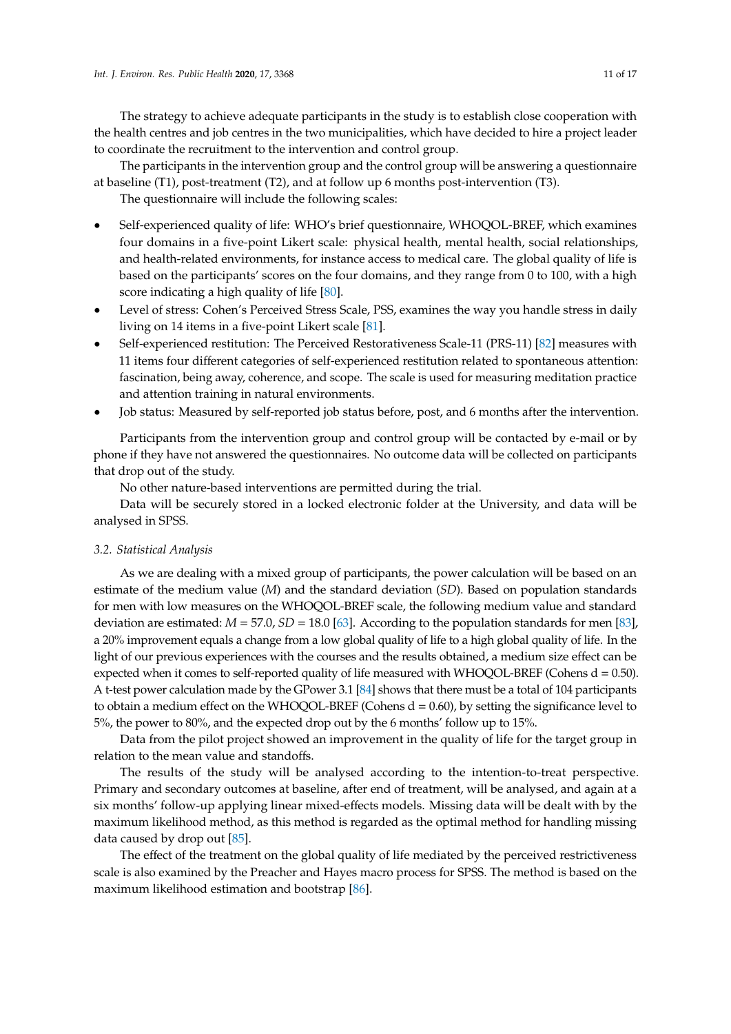The strategy to achieve adequate participants in the study is to establish close cooperation with the health centres and job centres in the two municipalities, which have decided to hire a project leader to coordinate the recruitment to the intervention and control group.

The participants in the intervention group and the control group will be answering a questionnaire at baseline (T1), post-treatment (T2), and at follow up 6 months post-intervention (T3).

The questionnaire will include the following scales:

- Self-experienced quality of life: WHO's brief questionnaire, WHOQOL-BREF, which examines four domains in a five-point Likert scale: physical health, mental health, social relationships, and health-related environments, for instance access to medical care. The global quality of life is based on the participants' scores on the four domains, and they range from 0 to 100, with a high score indicating a high quality of life [80].
- Level of stress: Cohen's Perceived Stress Scale, PSS, examines the way you handle stress in daily living on 14 items in a five-point Likert scale [81].
- Self-experienced restitution: The Perceived Restorativeness Scale-11 (PRS-11) [82] measures with 11 items four different categories of self-experienced restitution related to spontaneous attention: fascination, being away, coherence, and scope. The scale is used for measuring meditation practice and attention training in natural environments.
- Job status: Measured by self-reported job status before, post, and 6 months after the intervention.

Participants from the intervention group and control group will be contacted by e-mail or by phone if they have not answered the questionnaires. No outcome data will be collected on participants that drop out of the study.

No other nature-based interventions are permitted during the trial.

Data will be securely stored in a locked electronic folder at the University, and data will be analysed in SPSS.

### 3.2. Statistical Analysis

As we are dealing with a mixed group of participants, the power calculation will be based on an estimate of the medium value (*M*) and the standard deviation (*SD*). Based on population standards for men with low measures on the WHOQOL-BREF scale, the following medium value and standard deviation are estimated: $M = 57.0$, $SD = 18.0$ [63]. According to the population standards for men [83], a 20% improvement equals a change from a low global quality of life to a high global quality of life. In the light of our previous experiences with the courses and the results obtained, a medium size effect can be expected when it comes to self-reported quality of life measured with WHOQOL-BREF (Cohens $d = 0.50$). A t-test power calculation made by the GPower 3.1 [84] shows that there must be a total of 104 participants to obtain a medium effect on the WHOQOL-BREF (Cohens $d = 0.60$), by setting the significance level to 5%, the power to 80%, and the expected drop out by the 6 months' follow up to 15%.

Data from the pilot project showed an improvement in the quality of life for the target group in relation to the mean value and standoffs.

The results of the study will be analysed according to the intention-to-treat perspective. Primary and secondary outcomes at baseline, after end of treatment, will be analysed, and again at a six months' follow-up applying linear mixed-effects models. Missing data will be dealt with by the maximum likelihood method, as this method is regarded as the optimal method for handling missing data caused by drop out [85].

The effect of the treatment on the global quality of life mediated by the perceived restrictiveness scale is also examined by the Preacher and Hayes macro process for SPSS. The method is based on the maximum likelihood estimation and bootstrap [86].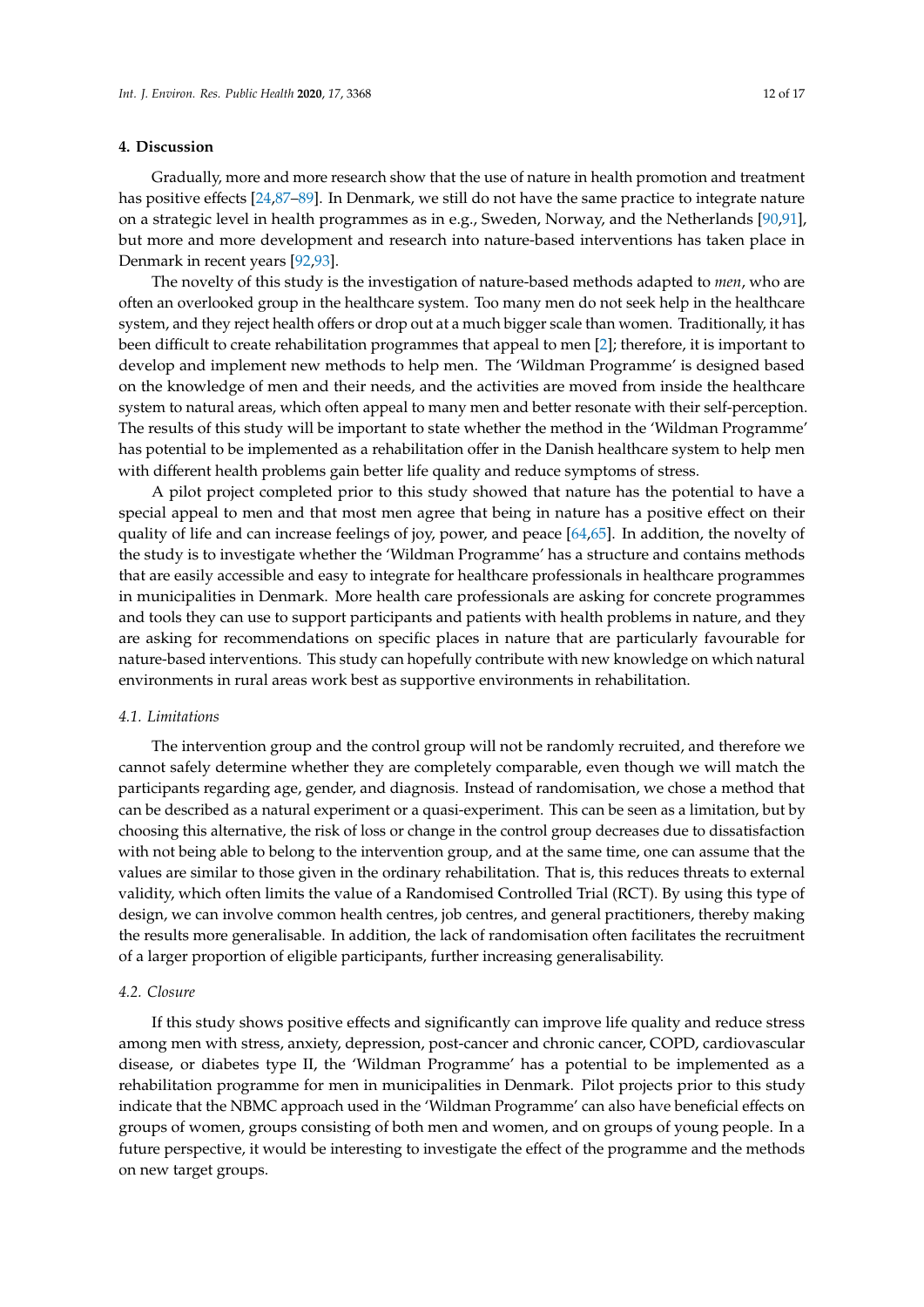## 4. Discussion

Gradually, more and more research show that the use of nature in health promotion and treatment has positive effects [24,87–89]. In Denmark, we still do not have the same practice to integrate nature on a strategic level in health programmes as in e.g., Sweden, Norway, and the Netherlands [90,91], but more and more development and research into nature-based interventions has taken place in Denmark in recent years [92,93].

The novelty of this study is the investigation of nature-based methods adapted to *men*, who are often an overlooked group in the healthcare system. Too many men do not seek help in the healthcare system, and they reject health offers or drop out at a much bigger scale than women. Traditionally, it has been difficult to create rehabilitation programmes that appeal to men [2]; therefore, it is important to develop and implement new methods to help men. The 'Wildman Programme' is designed based on the knowledge of men and their needs, and the activities are moved from inside the healthcare system to natural areas, which often appeal to many men and better resonate with their self-perception. The results of this study will be important to state whether the method in the 'Wildman Programme' has potential to be implemented as a rehabilitation offer in the Danish healthcare system to help men with different health problems gain better life quality and reduce symptoms of stress.

A pilot project completed prior to this study showed that nature has the potential to have a special appeal to men and that most men agree that being in nature has a positive effect on their quality of life and can increase feelings of joy, power, and peace [64,65]. In addition, the novelty of the study is to investigate whether the 'Wildman Programme' has a structure and contains methods that are easily accessible and easy to integrate for healthcare professionals in healthcare programmes in municipalities in Denmark. More health care professionals are asking for concrete programmes and tools they can use to support participants and patients with health problems in nature, and they are asking for recommendations on specific places in nature that are particularly favourable for nature-based interventions. This study can hopefully contribute with new knowledge on which natural environments in rural areas work best as supportive environments in rehabilitation.

### *4.1. Limitations*

The intervention group and the control group will not be randomly recruited, and therefore we cannot safely determine whether they are completely comparable, even though we will match the participants regarding age, gender, and diagnosis. Instead of randomisation, we chose a method that can be described as a natural experiment or a quasi-experiment. This can be seen as a limitation, but by choosing this alternative, the risk of loss or change in the control group decreases due to dissatisfaction with not being able to belong to the intervention group, and at the same time, one can assume that the values are similar to those given in the ordinary rehabilitation. That is, this reduces threats to external validity, which often limits the value of a Randomised Controlled Trial (RCT). By using this type of design, we can involve common health centres, job centres, and general practitioners, thereby making the results more generalisable. In addition, the lack of randomisation often facilitates the recruitment of a larger proportion of eligible participants, further increasing generalisability.

### *4.2. Closure*

If this study shows positive effects and significantly can improve life quality and reduce stress among men with stress, anxiety, depression, post-cancer and chronic cancer, COPD, cardiovascular disease, or diabetes type II, the 'Wildman Programme' has a potential to be implemented as a rehabilitation programme for men in municipalities in Denmark. Pilot projects prior to this study indicate that the NBMC approach used in the 'Wildman Programme' can also have beneficial effects on groups of women, groups consisting of both men and women, and on groups of young people. In a future perspective, it would be interesting to investigate the effect of the programme and the methods on new target groups.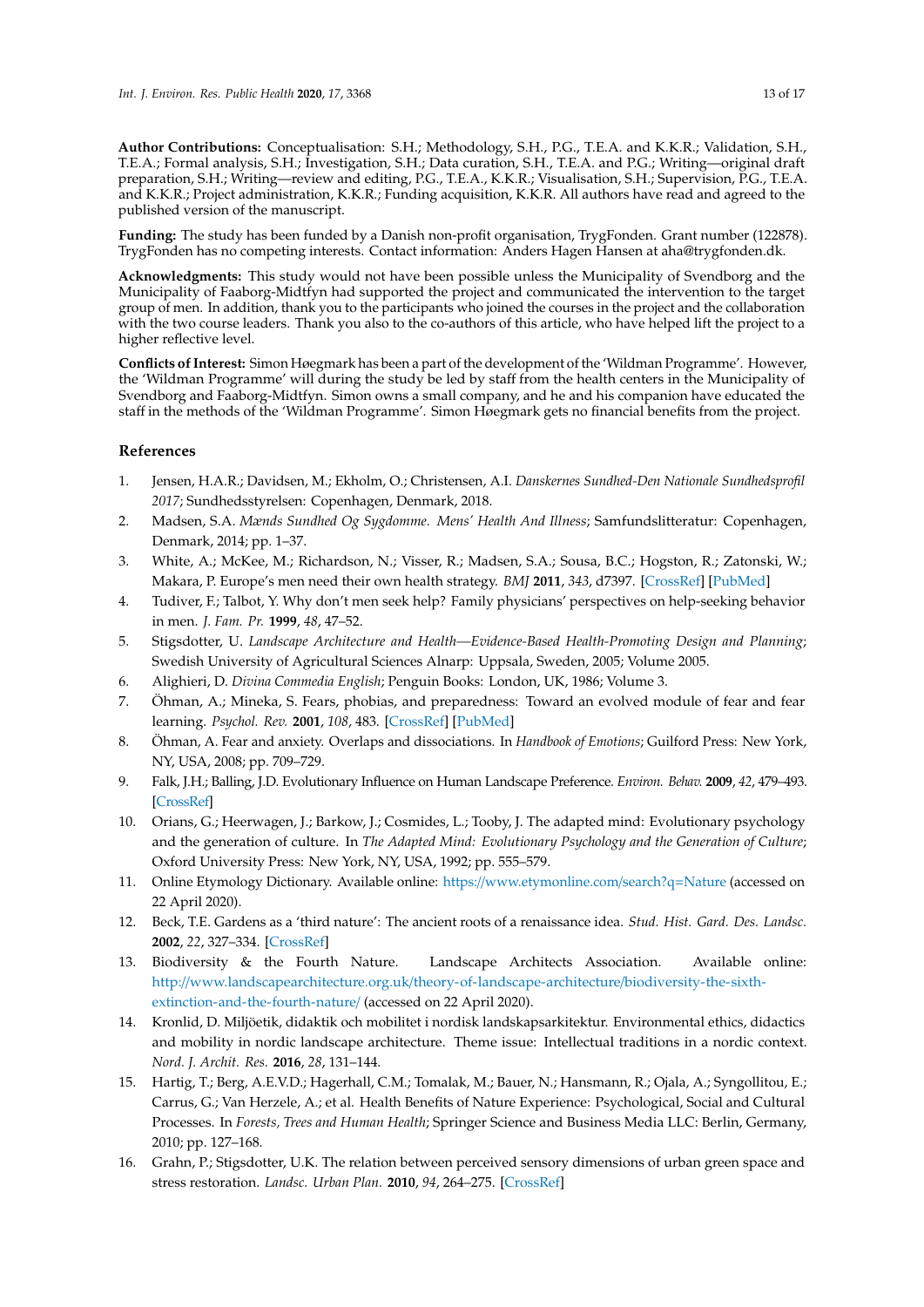**Author Contributions:** Conceptualisation: S.H.; Methodology, S.H., P.G., T.E.A. and K.K.R.; Validation, S.H., T.E.A.; Formal analysis, S.H.; Investigation, S.H.; Data curation, S.H., T.E.A. and P.G.; Writing—original draft preparation, S.H.; Writing—review and editing, P.G., T.E.A., K.K.R.; Visualisation, S.H.; Supervision, P.G., T.E.A. and K.K.R.; Project administration, K.K.R.; Funding acquisition, K.K.R. All authors have read and agreed to the published version of the manuscript.

**Funding:** The study has been funded by a Danish non-profit organisation, TrygFonden. Grant number (122878). TrygFonden has no competing interests. Contact information: Anders Hagen Hansen at aha@trygfonden.dk.

**Acknowledgments:** This study would not have been possible unless the Municipality of Svendborg and the Municipality of Faaborg-Midtfyn had supported the project and communicated the intervention to the target group of men. In addition, thank you to the participants who joined the courses in the project and the collaboration with the two course leaders. Thank you also to the co-authors of this article, who have helped lift the project to a higher reflective level.

**Conflicts of Interest:** Simon Høegmark has been a part of the development of the 'Wildman Programme'. However, the 'Wildman Programme' will during the study be led by staff from the health centers in the Municipality of Svendborg and Faaborg-Midtfyn. Simon owns a small company, and he and his companion have educated the staff in the methods of the 'Wildman Programme'. Simon Høegmark gets no financial benefits from the project.

## References

1. Jensen, H.A.R.; Davidsen, M.; Ekholm, O.; Christensen, A.I. *Danskernes Sundhed-Den Nationale Sundhedsprofil 2017*; Sundhedsstyrelsen: Copenhagen, Denmark, 2018.
2. Madsen, S.A. *Mænds Sundhed Og Sygdomme. Mens' Health And Illness*; Samfundslitteratur: Copenhagen, Denmark, 2014; pp. 1–37.
3. White, A.; McKee, M.; Richardson, N.; Visser, R.; Madsen, S.A.; Sousa, B.C.; Hogston, R.; Zatonski, W.; Makara, P. Europe's men need their own health strategy. *BMJ* **2011**, *343*, d7397. [CrossRef] [PubMed]
4. Tudiver, F.; Talbot, Y. Why don't men seek help? Family physicians' perspectives on help-seeking behavior in men. *J. Fam. Pr.* **1999**, *48*, 47–52.
5. Stigsdotter, U. *Landscape Architecture and Health—Evidence-Based Health-Promoting Design and Planning*; Swedish University of Agricultural Sciences Alnarp: Uppsala, Sweden, 2005; Volume 2005.
6. Alighieri, D. *Divina Commedia English*; Penguin Books: London, UK, 1986; Volume 3.
7. Öhman, A.; Mineka, S. Fears, phobias, and preparedness: Toward an evolved module of fear and fear learning. *Psychol. Rev.* **2001**, *108*, 483. [CrossRef] [PubMed]
8. Öhman, A. Fear and anxiety. Overlaps and dissociations. In *Handbook of Emotions*; Guilford Press: New York, NY, USA, 2008; pp. 709–729.
9. Falk, J.H.; Balling, J.D. Evolutionary Influence on Human Landscape Preference. *Environ. Behav.* **2009**, *42*, 479–493. [CrossRef]
10. Orians, G.; Heerwagen, J.; Barkow, J.; Cosmides, L.; Tooby, J. The adapted mind: Evolutionary psychology and the generation of culture. In *The Adapted Mind: Evolutionary Psychology and the Generation of Culture*; Oxford University Press: New York, NY, USA, 1992; pp. 555–579.
11. Online Etymology Dictionary. Available online: https://www.etymonline.com/search?q=Nature (accessed on 22 April 2020).
12. Beck, T.E. Gardens as a 'third nature': The ancient roots of a renaissance idea. *Stud. Hist. Gard. Des. Landsc.* **2002**, *22*, 327–334. [CrossRef]
13. Biodiversity & the Fourth Nature. Landscape Architects Association. Available online: http://www.landscapearchitecture.org.uk/theory-of-landscape-architecture/biodiversity-the-sixth-extinction-and-the-fourth-nature/ (accessed on 22 April 2020).
14. Kronlid, D. Miljöetik, didaktik och mobilitet i nordisk landskapsarkitektur. Environmental ethics, didactics and mobility in nordic landscape architecture. Theme issue: Intellectual traditions in a nordic context. *Nord. J. Archit. Res.* **2016**, *28*, 131–144.
15. Hartig, T.; Berg, A.E.V.D.; Hagerhall, C.M.; Tomalak, M.; Bauer, N.; Hansmann, R.; Ojala, A.; Syngollitou, E.; Carrus, G.; Van Herzele, A.; et al. Health Benefits of Nature Experience: Psychological, Social and Cultural Processes. In *Forests, Trees and Human Health*; Springer Science and Business Media LLC: Berlin, Germany, 2010; pp. 127–168.
16. Grahn, P.; Stigsdotter, U.K. The relation between perceived sensory dimensions of urban green space and stress restoration. *Landsc. Urban Plan.* **2010**, *94*, 264–275. [CrossRef]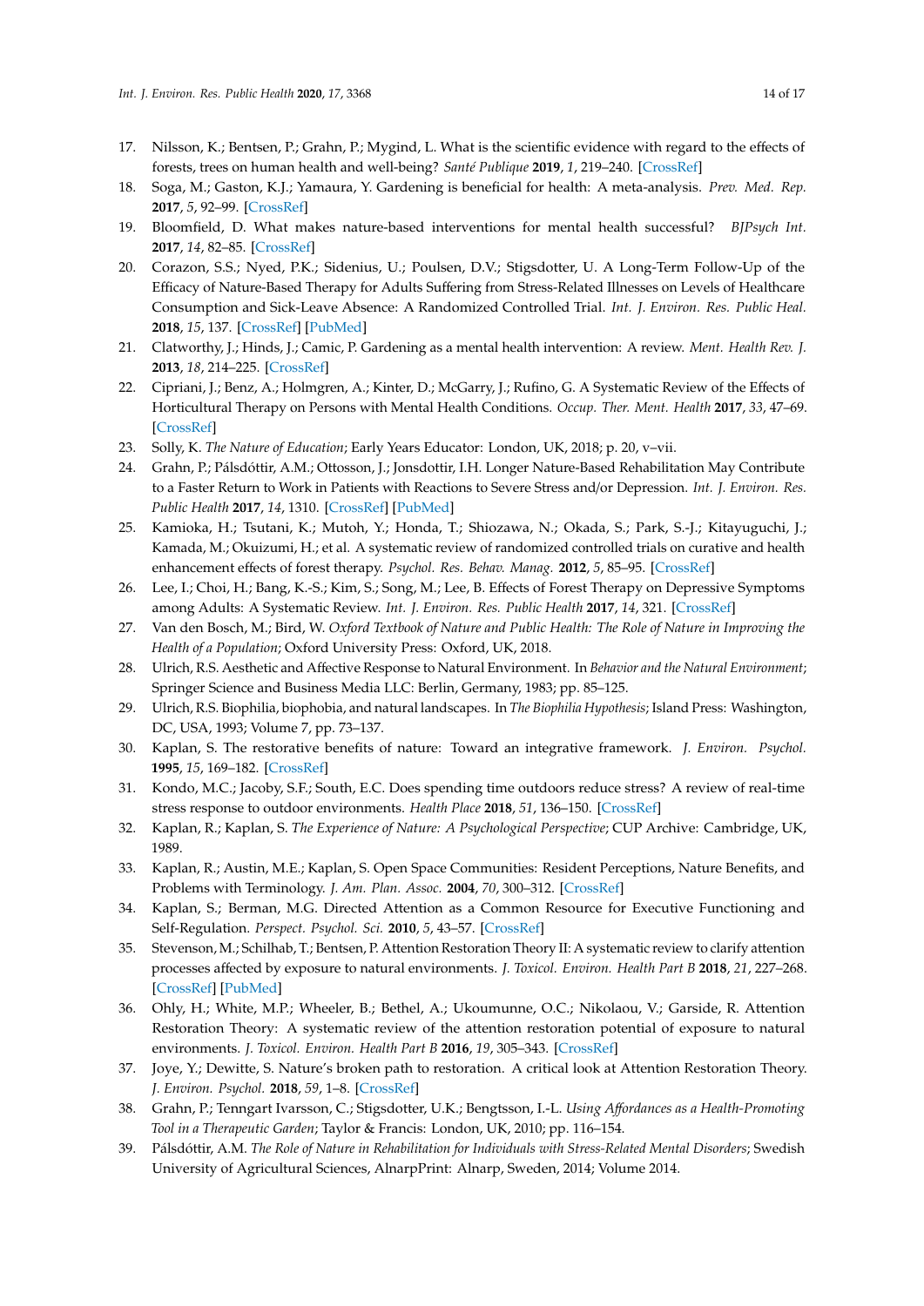17. Nilsson, K.; Bentsen, P.; Grahn, P.; Mygind, L. What is the scientific evidence with regard to the effects of forests, trees on human health and well-being? *Santé Publique* **2019**, *1*, 219–240. [CrossRef]
18. Soga, M.; Gaston, K.J.; Yamaura, Y. Gardening is beneficial for health: A meta-analysis. *Prev. Med. Rep.* **2017**, *5*, 92–99. [CrossRef]
19. Bloomfield, D. What makes nature-based interventions for mental health successful? *BJPsych Int.* **2017**, *14*, 82–85. [CrossRef]
20. Corazon, S.S.; Nyed, P.K.; Sidenius, U.; Poulsen, D.V.; Stigsdotter, U. A Long-Term Follow-Up of the Efficacy of Nature-Based Therapy for Adults Suffering from Stress-Related Illnesses on Levels of Healthcare Consumption and Sick-Leave Absence: A Randomized Controlled Trial. *Int. J. Environ. Res. Public Heal.* **2018**, *15*, 137. [CrossRef] [PubMed]
21. Clatworthy, J.; Hinds, J.; Camic, P. Gardening as a mental health intervention: A review. *Ment. Health Rev. J.* **2013**, *18*, 214–225. [CrossRef]
22. Cipriani, J.; Benz, A.; Holmgren, A.; Kinter, D.; McGarry, J.; Rufino, G. A Systematic Review of the Effects of Horticultural Therapy on Persons with Mental Health Conditions. *Occup. Ther. Ment. Health* **2017**, *33*, 47–69. [CrossRef]
23. Solly, K. *The Nature of Education*; Early Years Educator: London, UK, 2018; p. 20, v–vii.
24. Grahn, P.; Pálsdóttir, A.M.; Ottosson, J.; Jonsdottir, I.H. Longer Nature-Based Rehabilitation May Contribute to a Faster Return to Work in Patients with Reactions to Severe Stress and/or Depression. *Int. J. Environ. Res. Public Health* **2017**, *14*, 1310. [CrossRef] [PubMed]
25. Kamioka, H.; Tsutani, K.; Mutoh, Y.; Honda, T.; Shiozawa, N.; Okada, S.; Park, S.-J.; Kitayuguchi, J.; Kamada, M.; Okuizumi, H.; et al. A systematic review of randomized controlled trials on curative and health enhancement effects of forest therapy. *Psychol. Res. Behav. Manag.* **2012**, *5*, 85–95. [CrossRef]
26. Lee, I.; Choi, H.; Bang, K.-S.; Kim, S.; Song, M.; Lee, B. Effects of Forest Therapy on Depressive Symptoms among Adults: A Systematic Review. *Int. J. Environ. Res. Public Health* **2017**, *14*, 321. [CrossRef]
27. Van den Bosch, M.; Bird, W. *Oxford Textbook of Nature and Public Health: The Role of Nature in Improving the Health of a Population*; Oxford University Press: Oxford, UK, 2018.
28. Ulrich, R.S. Aesthetic and Affective Response to Natural Environment. In *Behavior and the Natural Environment*; Springer Science and Business Media LLC: Berlin, Germany, 1983; pp. 85–125.
29. Ulrich, R.S. Biophilia, biophobia, and natural landscapes. In *The Biophilia Hypothesis*; Island Press: Washington, DC, USA, 1993; Volume 7, pp. 73–137.
30. Kaplan, S. The restorative benefits of nature: Toward an integrative framework. *J. Environ. Psychol.* **1995**, *15*, 169–182. [CrossRef]
31. Kondo, M.C.; Jacoby, S.F.; South, E.C. Does spending time outdoors reduce stress? A review of real-time stress response to outdoor environments. *Health Place* **2018**, *51*, 136–150. [CrossRef]
32. Kaplan, R.; Kaplan, S. *The Experience of Nature: A Psychological Perspective*; CUP Archive: Cambridge, UK, 1989.
33. Kaplan, R.; Austin, M.E.; Kaplan, S. Open Space Communities: Resident Perceptions, Nature Benefits, and Problems with Terminology. *J. Am. Plan. Assoc.* **2004**, *70*, 300–312. [CrossRef]
34. Kaplan, S.; Berman, M.G. Directed Attention as a Common Resource for Executive Functioning and Self-Regulation. *Perspect. Psychol. Sci.* **2010**, *5*, 43–57. [CrossRef]
35. Stevenson, M.; Schilhab, T.; Bentsen, P. Attention Restoration Theory II: A systematic review to clarify attention processes affected by exposure to natural environments. *J. Toxicol. Environ. Health Part B* **2018**, *21*, 227–268. [CrossRef] [PubMed]
36. Ohly, H.; White, M.P.; Wheeler, B.; Bethel, A.; Ukoumunne, O.C.; Nikolaou, V.; Garside, R. Attention Restoration Theory: A systematic review of the attention restoration potential of exposure to natural environments. *J. Toxicol. Environ. Health Part B* **2016**, *19*, 305–343. [CrossRef]
37. Joye, Y.; Dewitte, S. Nature's broken path to restoration. A critical look at Attention Restoration Theory. *J. Environ. Psychol.* **2018**, *59*, 1–8. [CrossRef]
38. Grahn, P.; Tenngart Ivarsson, C.; Stigsdotter, U.K.; Bengtsson, I.-L. *Using Affordances as a Health-Promoting Tool in a Therapeutic Garden*; Taylor & Francis: London, UK, 2010; pp. 116–154.
39. Pálsdóttir, A.M. *The Role of Nature in Rehabilitation for Individuals with Stress-Related Mental Disorders*; Swedish University of Agricultural Sciences, AlnarpPrint: Alnarp, Sweden, 2014; Volume 2014.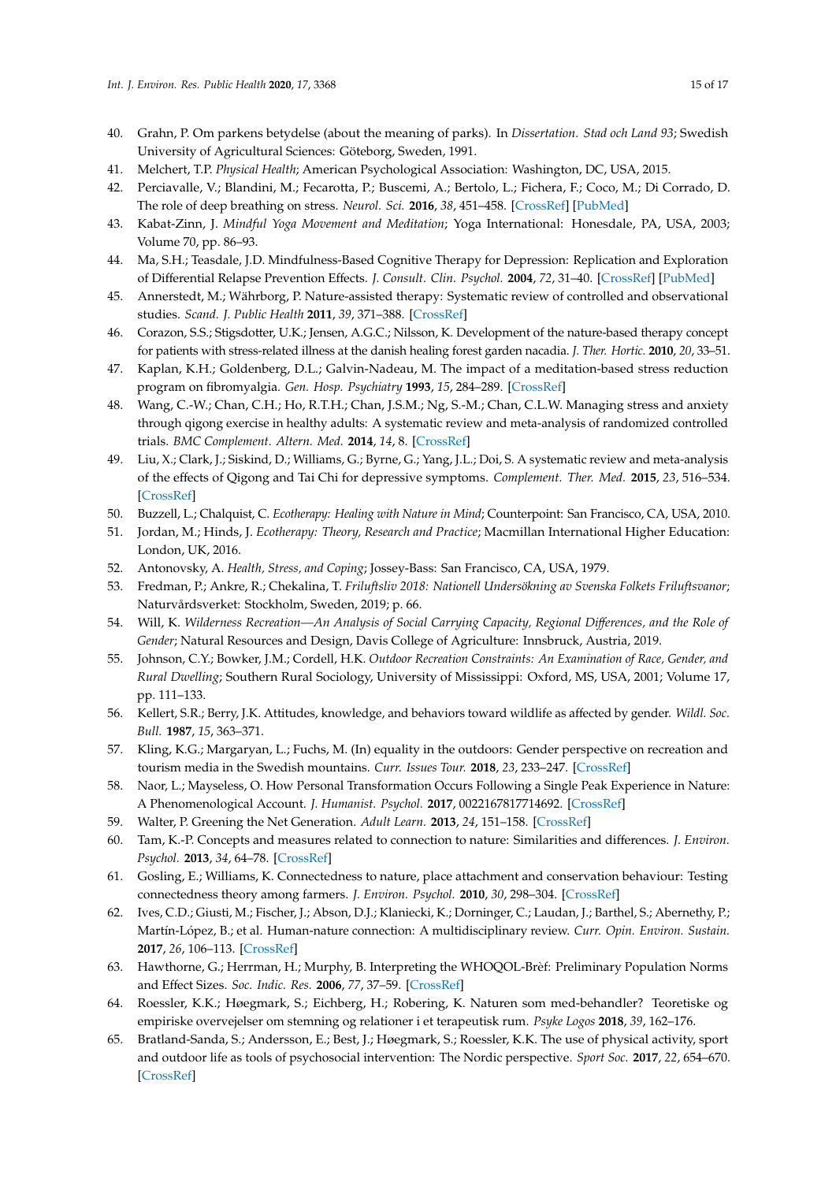40. Grahn, P. Om parkens betydelse (about the meaning of parks). In *Dissertation. Stad och Land 93*; Swedish University of Agricultural Sciences: Göteborg, Sweden, 1991.
41. Melchert, T.P. *Physical Health*; American Psychological Association: Washington, DC, USA, 2015.
42. Perciavalle, V.; Blandini, M.; Fecarotta, P.; Buscemi, A.; Bertolo, L.; Fichera, F.; Coco, M.; Di Corrado, D. The role of deep breathing on stress. *Neurol. Sci.* **2016**, *38*, 451–458. [CrossRef] [PubMed]
43. Kabat-Zinn, J. *Mindful Yoga Movement and Meditation*; Yoga International: Honesdale, PA, USA, 2003; Volume 70, pp. 86–93.
44. Ma, S.H.; Teasdale, J.D. Mindfulness-Based Cognitive Therapy for Depression: Replication and Exploration of Differential Relapse Prevention Effects. *J. Consult. Clin. Psychol.* **2004**, *72*, 31–40. [CrossRef] [PubMed]
45. Annerstedt, M.; Währborg, P. Nature-assisted therapy: Systematic review of controlled and observational studies. *Scand. J. Public Health* **2011**, *39*, 371–388. [CrossRef]
46. Corazon, S.S.; Stigsdotter, U.K.; Jensen, A.G.C.; Nilsson, K. Development of the nature-based therapy concept for patients with stress-related illness at the danish healing forest garden nacadia. *J. Ther. Hortic.* **2010**, *20*, 33–51.
47. Kaplan, K.H.; Goldenberg, D.L.; Galvin-Nadeau, M. The impact of a meditation-based stress reduction program on fibromyalgia. *Gen. Hosp. Psychiatry* **1993**, *15*, 284–289. [CrossRef]
48. Wang, C.-W.; Chan, C.H.; Ho, R.T.H.; Chan, J.S.M.; Ng, S.-M.; Chan, C.L.W. Managing stress and anxiety through qigong exercise in healthy adults: A systematic review and meta-analysis of randomized controlled trials. *BMC Complement. Altern. Med.* **2014**, *14*, 8. [CrossRef]
49. Liu, X.; Clark, J.; Siskind, D.; Williams, G.; Byrne, G.; Yang, J.L.; Doi, S. A systematic review and meta-analysis of the effects of Qigong and Tai Chi for depressive symptoms. *Complement. Ther. Med.* **2015**, *23*, 516–534. [CrossRef]
50. Buzzell, L.; Chalquist, C. *Ecotherapy: Healing with Nature in Mind*; Counterpoint: San Francisco, CA, USA, 2010.
51. Jordan, M.; Hinds, J. *Ecotherapy: Theory, Research and Practice*; Macmillan International Higher Education: London, UK, 2016.
52. Antonovsky, A. *Health, Stress, and Coping*; Jossey-Bass: San Francisco, CA, USA, 1979.
53. Fredman, P.; Ankre, R.; Chekalina, T. *Friluftsliv 2018: Nationell Undersökning av Svenska Folkets Friluftsvanor*; Naturvårdsverket: Stockholm, Sweden, 2019; p. 66.
54. Will, K. *Wilderness Recreation—An Analysis of Social Carrying Capacity, Regional Differences, and the Role of Gender*; Natural Resources and Design, Davis College of Agriculture: Innsbruck, Austria, 2019.
55. Johnson, C.Y.; Bowker, J.M.; Cordell, H.K. *Outdoor Recreation Constraints: An Examination of Race, Gender, and Rural Dwelling*; Southern Rural Sociology, University of Mississippi: Oxford, MS, USA, 2001; Volume 17, pp. 111–133.
56. Kellert, S.R.; Berry, J.K. Attitudes, knowledge, and behaviors toward wildlife as affected by gender. *Wildl. Soc. Bull.* **1987**, *15*, 363–371.
57. Kling, K.G.; Margaryan, L.; Fuchs, M. (In) equality in the outdoors: Gender perspective on recreation and tourism media in the Swedish mountains. *Curr. Issues Tour.* **2018**, *23*, 233–247. [CrossRef]
58. Naor, L.; Mayseless, O. How Personal Transformation Occurs Following a Single Peak Experience in Nature: A Phenomenological Account. *J. Humanist. Psychol.* **2017**, 0022167817714692. [CrossRef]
59. Walter, P. Greening the Net Generation. *Adult Learn.* **2013**, *24*, 151–158. [CrossRef]
60. Tam, K.-P. Concepts and measures related to connection to nature: Similarities and differences. *J. Environ. Psychol.* **2013**, *34*, 64–78. [CrossRef]
61. Gosling, E.; Williams, K. Connectedness to nature, place attachment and conservation behaviour: Testing connectedness theory among farmers. *J. Environ. Psychol.* **2010**, *30*, 298–304. [CrossRef]
62. Ives, C.D.; Giusti, M.; Fischer, J.; Abson, D.J.; Klaniecki, K.; Dorninger, C.; Laudan, J.; Barthel, S.; Abernethy, P.; Martín-López, B.; et al. Human-nature connection: A multidisciplinary review. *Curr. Opin. Environ. Sustain.* **2017**, *26*, 106–113. [CrossRef]
63. Hawthorne, G.; Herrman, H.; Murphy, B. Interpreting the WHOQOL-Brèf: Preliminary Population Norms and Effect Sizes. *Soc. Indic. Res.* **2006**, *77*, 37–59. [CrossRef]
64. Roessler, K.K.; Høegmark, S.; Eichberg, H.; Robering, K. Naturen som med-behandler? Teoretiske og empiriske overvejelser om stemning og relationer i et terapeutisk rum. *Psyke Logos* **2018**, *39*, 162–176.
65. Bratland-Sanda, S.; Andersson, E.; Best, J.; Høegmark, S.; Roessler, K.K. The use of physical activity, sport and outdoor life as tools of psychosocial intervention: The Nordic perspective. *Sport Soc.* **2017**, *22*, 654–670. [CrossRef]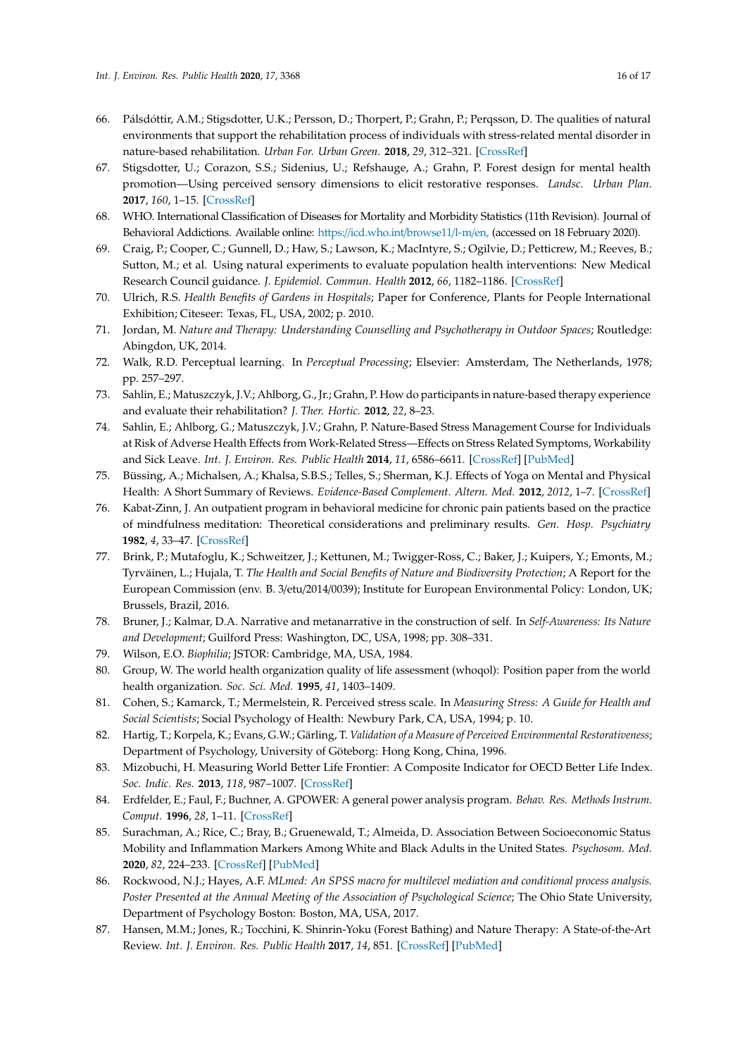66. Pálsdóttir, A.M.; Stigsdotter, U.K.; Persson, D.; Thorpert, P.; Grahn, P.; Perqsson, D. The qualities of natural environments that support the rehabilitation process of individuals with stress-related mental disorder in nature-based rehabilitation. *Urban For. Urban Green.* **2018**, *29*, 312–321. [CrossRef]
67. Stigsdotter, U.; Corazon, S.S.; Sidenius, U.; Refshauge, A.; Grahn, P. Forest design for mental health promotion—Using perceived sensory dimensions to elicit restorative responses. *Landsc. Urban Plan.* **2017**, *160*, 1–15. [CrossRef]
68. WHO. International Classification of Diseases for Mortality and Morbidity Statistics (11th Revision). Journal of Behavioral Addictions. Available online: https://icd.who.int/browse11/l-m/en, (accessed on 18 February 2020).
69. Craig, P.; Cooper, C.; Gunnell, D.; Haw, S.; Lawson, K.; MacIntyre, S.; Ogilvie, D.; Petticrew, M.; Reeves, B.; Sutton, M.; et al. Using natural experiments to evaluate population health interventions: New Medical Research Council guidance. *J. Epidemiol. Commun. Health* **2012**, *66*, 1182–1186. [CrossRef]
70. Ulrich, R.S. *Health Benefits of Gardens in Hospitals*; Paper for Conference, Plants for People International Exhibition; Citeseer: Texas, FL, USA, 2002; p. 2010.
71. Jordan, M. *Nature and Therapy: Understanding Counselling and Psychotherapy in Outdoor Spaces*; Routledge: Abingdon, UK, 2014.
72. Walk, R.D. Perceptual learning. In *Perceptual Processing*; Elsevier: Amsterdam, The Netherlands, 1978; pp. 257–297.
73. Sahlin, E.; Matuszczyk, J.V.; Ahlborg, G., Jr.; Grahn, P. How do participants in nature-based therapy experience and evaluate their rehabilitation? *J. Ther. Hortic.* **2012**, *22*, 8–23.
74. Sahlin, E.; Ahlborg, G.; Matuszczyk, J.V.; Grahn, P. Nature-Based Stress Management Course for Individuals at Risk of Adverse Health Effects from Work-Related Stress—Effects on Stress Related Symptoms, Workability and Sick Leave. *Int. J. Environ. Res. Public Health* **2014**, *11*, 6586–6611. [CrossRef] [PubMed]
75. Büssing, A.; Michalsen, A.; Khalsa, S.B.S.; Telles, S.; Sherman, K.J. Effects of Yoga on Mental and Physical Health: A Short Summary of Reviews. *Evidence-Based Complement. Altern. Med.* **2012**, *2012*, 1–7. [CrossRef]
76. Kabat-Zinn, J. An outpatient program in behavioral medicine for chronic pain patients based on the practice of mindfulness meditation: Theoretical considerations and preliminary results. *Gen. Hosp. Psychiatry* **1982**, *4*, 33–47. [CrossRef]
77. Brink, P.; Mutafoglu, K.; Schweitzer, J.; Kettunen, M.; Twigger-Ross, C.; Baker, J.; Kuipers, Y.; Emonts, M.; Tyrväinen, L.; Hujala, T. *The Health and Social Benefits of Nature and Biodiversity Protection*; A Report for the European Commission (env. B. 3/etu/2014/0039); Institute for European Environmental Policy: London, UK; Brussels, Brazil, 2016.
78. Bruner, J.; Kalmar, D.A. Narrative and metanarrative in the construction of self. In *Self-Awareness: Its Nature and Development*; Guilford Press: Washington, DC, USA, 1998; pp. 308–331.
79. Wilson, E.O. *Biophilia*; JSTOR: Cambridge, MA, USA, 1984.
80. Group, W. The world health organization quality of life assessment (whoqol): Position paper from the world health organization. *Soc. Sci. Med.* **1995**, *41*, 1403–1409.
81. Cohen, S.; Kamarck, T.; Mermelstein, R. Perceived stress scale. In *Measuring Stress: A Guide for Health and Social Scientists*; Social Psychology of Health: Newbury Park, CA, USA, 1994; p. 10.
82. Hartig, T.; Korpela, K.; Evans, G.W.; Gärling, T. *Validation of a Measure of Perceived Environmental Restorativeness*; Department of Psychology, University of Göteborg: Hong Kong, China, 1996.
83. Mizobuchi, H. Measuring World Better Life Frontier: A Composite Indicator for OECD Better Life Index. *Soc. Indic. Res.* **2013**, *118*, 987–1007. [CrossRef]
84. Erdfelder, E.; Faul, F.; Buchner, A. GPOWER: A general power analysis program. *Behav. Res. Methods Instrum. Comput.* **1996**, *28*, 1–11. [CrossRef]
85. Surachman, A.; Rice, C.; Bray, B.; Gruenewald, T.; Almeida, D. Association Between Socioeconomic Status Mobility and Inflammation Markers Among White and Black Adults in the United States. *Psychosom. Med.* **2020**, *82*, 224–233. [CrossRef] [PubMed]
86. Rockwood, N.J.; Hayes, A.F. *MLmed: An SPSS macro for multilevel mediation and conditional process analysis. Poster Presented at the Annual Meeting of the Association of Psychological Science*; The Ohio State University, Department of Psychology Boston: Boston, MA, USA, 2017.
87. Hansen, M.M.; Jones, R.; Tocchini, K. Shinrin-Yoku (Forest Bathing) and Nature Therapy: A State-of-the-Art Review. *Int. J. Environ. Res. Public Health* **2017**, *14*, 851. [CrossRef] [PubMed]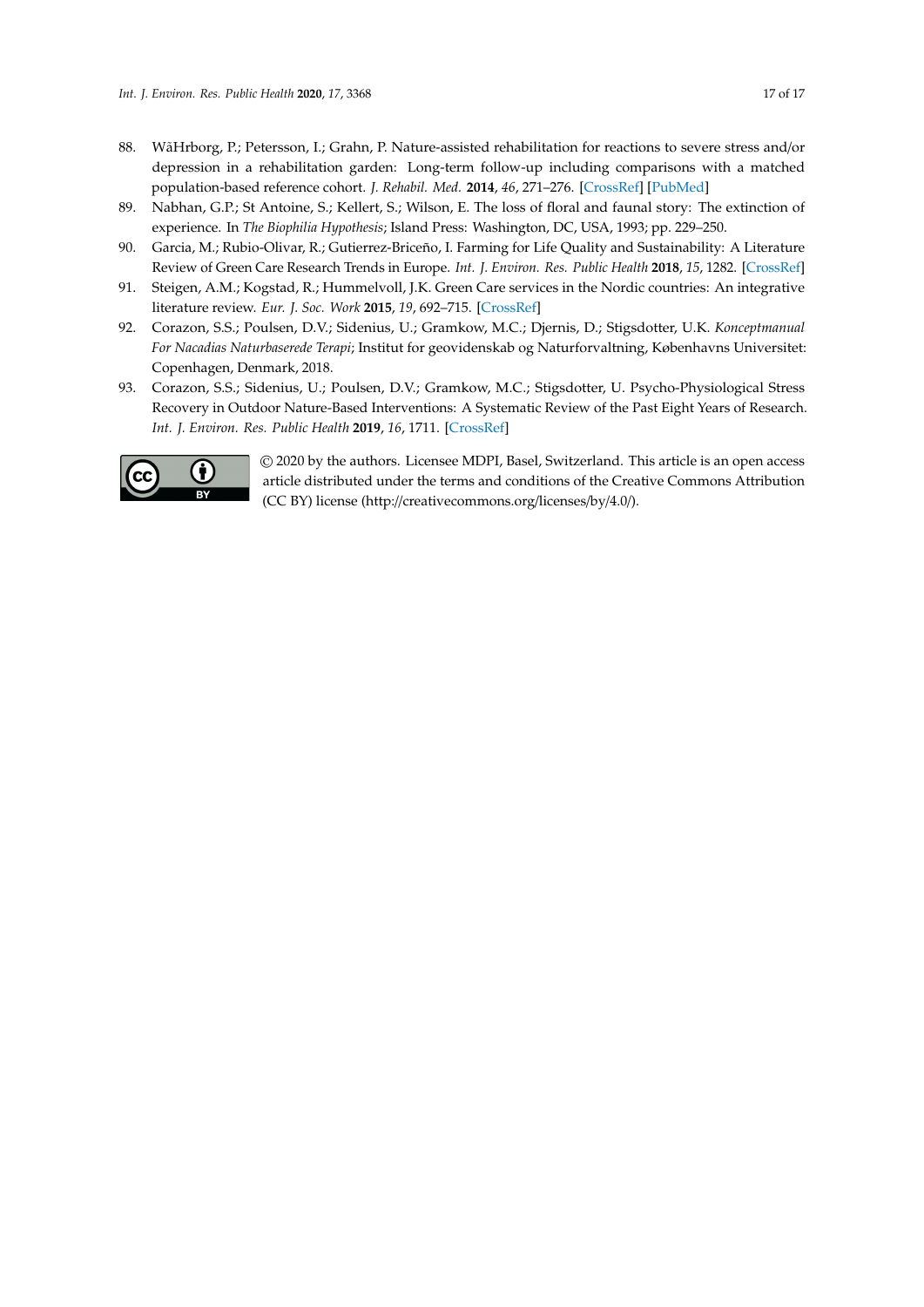88. WäHrborg, P.; Petersson, I.; Grahn, P. Nature-assisted rehabilitation for reactions to severe stress and/or depression in a rehabilitation garden: Long-term follow-up including comparisons with a matched population-based reference cohort. *J. Rehabil. Med.* **2014**, *46*, 271–276. [CrossRef] [PubMed]
89. Nabhan, G.P.; St Antoine, S.; Kellert, S.; Wilson, E. The loss of floral and faunal story: The extinction of experience. In *The Biophilia Hypothesis*; Island Press: Washington, DC, USA, 1993; pp. 229–250.
90. Garcia, M.; Rubio-Olivar, R.; Gutierrez-Briceño, I. Farming for Life Quality and Sustainability: A Literature Review of Green Care Research Trends in Europe. *Int. J. Environ. Res. Public Health* **2018**, *15*, 1282. [CrossRef]
91. Steigen, A.M.; Kogstad, R.; Hummelvoll, J.K. Green Care services in the Nordic countries: An integrative literature review. *Eur. J. Soc. Work* **2015**, *19*, 692–715. [CrossRef]
92. Corazon, S.S.; Poulsen, D.V.; Sidenius, U.; Gramkow, M.C.; Djernis, D.; Stigsdotter, U.K. *Konceptmanual For Nacadias Naturbaserede Terapi*; Institut for geovidenskab og Naturforvaltning, Københavns Universitet: Copenhagen, Denmark, 2018.
93. Corazon, S.S.; Sidenius, U.; Poulsen, D.V.; Gramkow, M.C.; Stigsdotter, U. Psycho-Physiological Stress Recovery in Outdoor Nature-Based Interventions: A Systematic Review of the Past Eight Years of Research. *Int. J. Environ. Res. Public Health* **2019**, *16*, 1711. [CrossRef]

© 2020 by the authors. Licensee MDPI, Basel, Switzerland. This article is an open access article distributed under the terms and conditions of the Creative Commons Attribution (CC BY) license (http://creativecommons.org/licenses/by/4.0/).